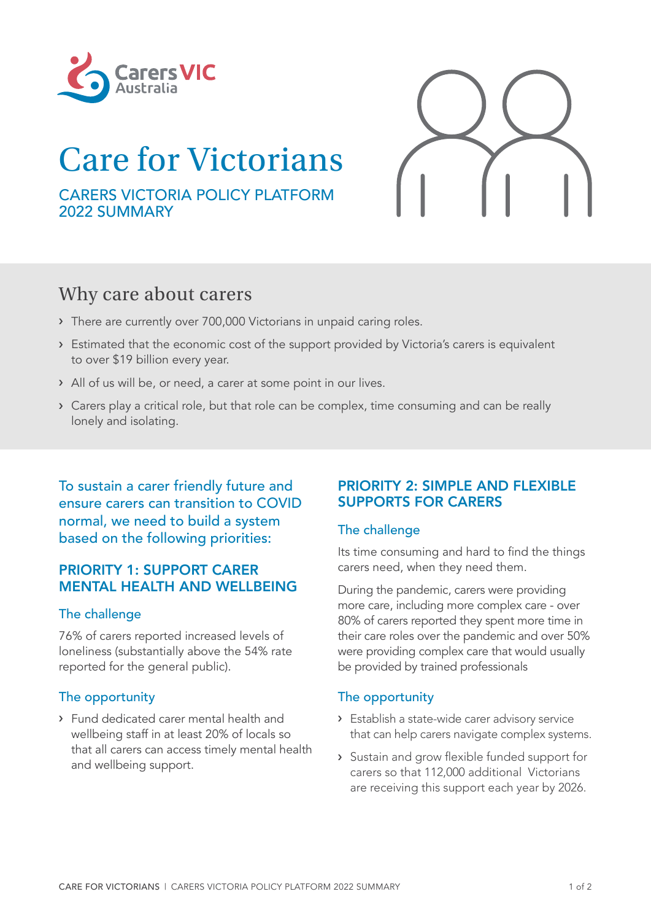CarersVIC Australia

# Care for Victorians

CARERS VICTORIA POLICY PLATFORM
2022 SUMMARY

## Why care about carers

- There are currently over 700,000 Victorians in unpaid caring roles.
- Estimated that the economic cost of the support provided by Victoria's carers is equivalent to over $19 billion every year.
- All of us will be, or need, a carer at some point in our lives.
- Carers play a critical role, but that role can be complex, time consuming and can be really lonely and isolating.

To sustain a carer friendly future and ensure carers can transition to COVID normal, we need to build a system based on the following priorities:

### PRIORITY 1: SUPPORT CARER MENTAL HEALTH AND WELLBEING

#### The challenge

76% of carers reported increased levels of loneliness (substantially above the 54% rate reported for the general public).

#### The opportunity

- Fund dedicated carer mental health and wellbeing staff in at least 20% of locals so that all carers can access timely mental health and wellbeing support.

### PRIORITY 2: SIMPLE AND FLEXIBLE SUPPORTS FOR CARERS

#### The challenge

Its time consuming and hard to find the things carers need, when they need them.

During the pandemic, carers were providing more care, including more complex care - over 80% of carers reported they spent more time in their care roles over the pandemic and over 50% were providing complex care that would usually be provided by trained professionals

#### The opportunity

- Establish a state-wide carer advisory service that can help carers navigate complex systems.
- Sustain and grow flexible funded support for carers so that 112,000 additional Victorians are receiving this support each year by 2026.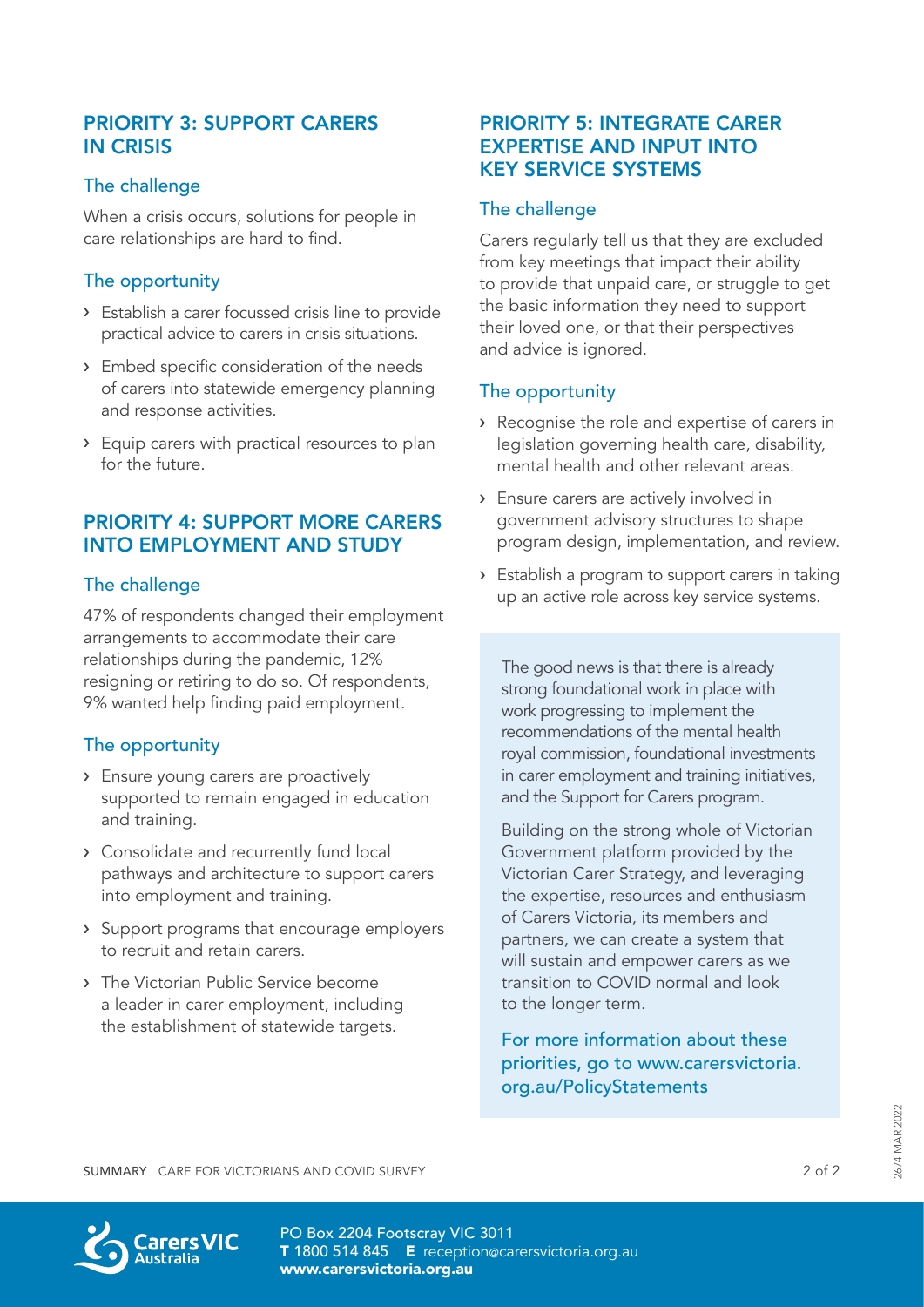## PRIORITY 3: SUPPORT CARERS IN CRISIS

### The challenge

When a crisis occurs, solutions for people in care relationships are hard to find.

### The opportunity

- Establish a carer focussed crisis line to provide practical advice to carers in crisis situations.
- Embed specific consideration of the needs of carers into statewide emergency planning and response activities.
- Equip carers with practical resources to plan for the future.

## PRIORITY 4: SUPPORT MORE CARERS INTO EMPLOYMENT AND STUDY

### The challenge

47% of respondents changed their employment arrangements to accommodate their care relationships during the pandemic, 12% resigning or retiring to do so. Of respondents, 9% wanted help finding paid employment.

### The opportunity

- Ensure young carers are proactively supported to remain engaged in education and training.
- Consolidate and recurrently fund local pathways and architecture to support carers into employment and training.
- Support programs that encourage employers to recruit and retain carers.
- The Victorian Public Service become a leader in carer employment, including the establishment of statewide targets.

## PRIORITY 5: INTEGRATE CARER EXPERTISE AND INPUT INTO KEY SERVICE SYSTEMS

### The challenge

Carers regularly tell us that they are excluded from key meetings that impact their ability to provide that unpaid care, or struggle to get the basic information they need to support their loved one, or that their perspectives and advice is ignored.

### The opportunity

- Recognise the role and expertise of carers in legislation governing health care, disability, mental health and other relevant areas.
- Ensure carers are actively involved in government advisory structures to shape program design, implementation, and review.
- Establish a program to support carers in taking up an active role across key service systems.

The good news is that there is already strong foundational work in place with work progressing to implement the recommendations of the mental health royal commission, foundational investments in carer employment and training initiatives, and the Support for Carers program.

Building on the strong whole of Victorian Government platform provided by the Victorian Carer Strategy, and leveraging the expertise, resources and enthusiasm of Carers Victoria, its members and partners, we can create a system that will sustain and empower carers as we transition to COVID normal and look to the longer term.

For more information about these priorities, go to www.carersvictoria.org.au/PolicyStatements

2674 MAR 2022

PO Box 2204 Footscray VIC 3011
**T** 1800 514 845 **E** reception@carersvictoria.org.au
**www.carersvictoria.org.au**